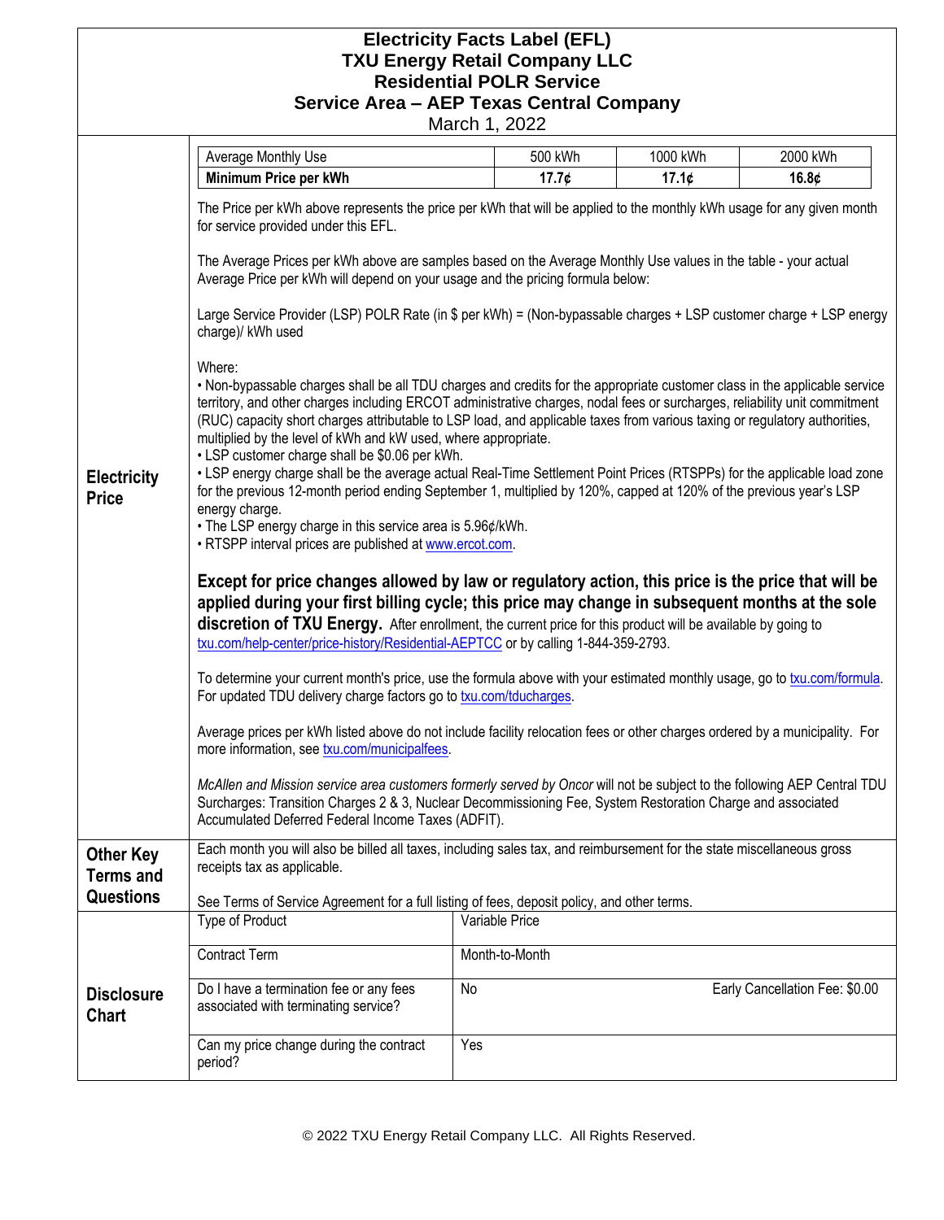# Electricity Facts Label (EFL)
# TXU Energy Retail Company LLC
# Residential POLR Service
# Service Area – AEP Texas Central Company

March 1, 2022

## Electricity Price

| Average Monthly Use | 500 kWh | 1000 kWh | 2000 kWh |
|---|---|---|---|
| **Minimum Price per kWh** | **17.7¢** | **17.1¢** | **16.8¢** |

The Price per kWh above represents the price per kWh that will be applied to the monthly kWh usage for any given month for service provided under this EFL.

The Average Prices per kWh above are samples based on the Average Monthly Use values in the table - your actual Average Price per kWh will depend on your usage and the pricing formula below:

Large Service Provider (LSP) POLR Rate (in $ per kWh) = (Non-bypassable charges + LSP customer charge + LSP energy charge)/ kWh used

Where:

- Non-bypassable charges shall be all TDU charges and credits for the appropriate customer class in the applicable service territory, and other charges including ERCOT administrative charges, nodal fees or surcharges, reliability unit commitment (RUC) capacity short charges attributable to LSP load, and applicable taxes from various taxing or regulatory authorities, multiplied by the level of kWh and kW used, where appropriate.
- LSP customer charge shall be $0.06 per kWh.
- LSP energy charge shall be the average actual Real-Time Settlement Point Prices (RTSPPs) for the applicable load zone for the previous 12-month period ending September 1, multiplied by 120%, capped at 120% of the previous year's LSP energy charge.
- The LSP energy charge in this service area is 5.96¢/kWh.
- RTSPP interval prices are published at www.ercot.com.

**Except for price changes allowed by law or regulatory action, this price is the price that will be applied during your first billing cycle; this price may change in subsequent months at the sole discretion of TXU Energy.** After enrollment, the current price for this product will be available by going to txu.com/help-center/price-history/Residential-AEPTCC or by calling 1-844-359-2793.

To determine your current month's price, use the formula above with your estimated monthly usage, go to txu.com/formula. For updated TDU delivery charge factors go to txu.com/tducharges.

Average prices per kWh listed above do not include facility relocation fees or other charges ordered by a municipality. For more information, see txu.com/municipalfees.

*McAllen and Mission service area customers formerly served by Oncor* will not be subject to the following AEP Central TDU Surcharges: Transition Charges 2 & 3, Nuclear Decommissioning Fee, System Restoration Charge and associated Accumulated Deferred Federal Income Taxes (ADFIT).

## Other Key Terms and Questions

Each month you will also be billed all taxes, including sales tax, and reimbursement for the state miscellaneous gross receipts tax as applicable.

See Terms of Service Agreement for a full listing of fees, deposit policy, and other terms.

## Disclosure Chart

| | |
|---|---|
| Type of Product | Variable Price |
| Contract Term | Month-to-Month |
| Do I have a termination fee or any fees associated with terminating service? | No — Early Cancellation Fee: $0.00 |
| Can my price change during the contract period? | Yes |

© 2022 TXU Energy Retail Company LLC. All Rights Reserved.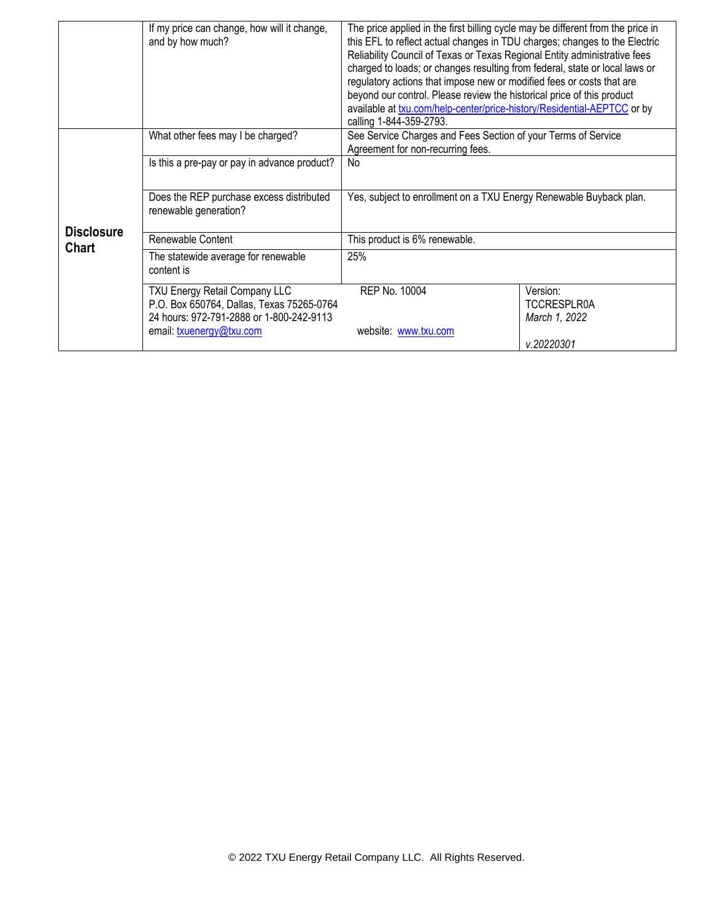| | | |
|---|---|---|
| | If my price can change, how will it change, and by how much? | The price applied in the first billing cycle may be different from the price in this EFL to reflect actual changes in TDU charges; changes to the Electric Reliability Council of Texas or Texas Regional Entity administrative fees charged to loads; or changes resulting from federal, state or local laws or regulatory actions that impose new or modified fees or costs that are beyond our control. Please review the historical price of this product available at [txu.com/help-center/price-history/Residential-AEPTCC](txu.com/help-center/price-history/Residential-AEPTCC) or by calling 1-844-359-2793. |
| **Disclosure Chart** | What other fees may I be charged? | See Service Charges and Fees Section of your Terms of Service Agreement for non-recurring fees. |
| | Is this a pre-pay or pay in advance product? | No |
| | Does the REP purchase excess distributed renewable generation? | Yes, subject to enrollment on a TXU Energy Renewable Buyback plan. |
| | Renewable Content | This product is 6% renewable. |
| | The statewide average for renewable content is | 25% |
| | TXU Energy Retail Company LLC REP No. 10004<br>P.O. Box 650764, Dallas, Texas 75265-0764<br>24 hours: 972-791-2888 or 1-800-242-9113<br>email: [txuenergy@txu.com](mailto:txuenergy@txu.com) website: [www.txu.com](www.txu.com) | Version:<br>TCCRESPLR0A<br>*March 1, 2022*<br><br>*v.20220301* |

© 2022 TXU Energy Retail Company LLC. All Rights Reserved.